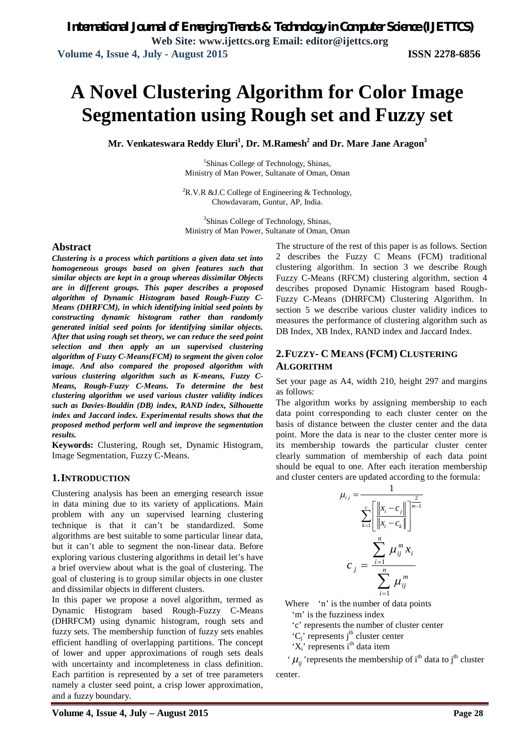# A Novel Clustering Algorithm for Color Image Segmentation using Rough set and Fuzzy set

**Mr. Venkateswara Reddy Eluri[1], Dr. M.Ramesh[2] and Dr. Mare Jane Aragon[3]**

[1]Shinas College of Technology, Shinas,
Ministry of Man Power, Sultanate of Oman, Oman

[2]R.V.R &J.C College of Engineering & Technology,
Chowdavaram, Guntur, AP, India.

[3]Shinas College of Technology, Shinas,
Ministry of Man Power, Sultanate of Oman, Oman

## Abstract

***Clustering is a process which partitions a given data set into homogeneous groups based on given features such that similar objects are kept in a group whereas dissimilar Objects are in different groups. This paper describes a proposed algorithm of Dynamic Histogram based Rough-Fuzzy C-Means (DHRFCM), in which identifying initial seed points by constructing dynamic histogram rather than randomly generated initial seed points for identifying similar objects. After that using rough set theory, we can reduce the seed point selection and then apply an un supervised clustering algorithm of Fuzzy C-Means(FCM) to segment the given color image. And also compared the proposed algorithm with various clustering algorithm such as K-means, Fuzzy C-Means, Rough-Fuzzy C-Means. To determine the best clustering algorithm we used various cluster validity indices such as Davies-Bouldin (DB) index, RAND index, Silhouette index and Jaccard index. Experimental results shows that the proposed method perform well and improve the segmentation results.***

**Keywords:** Clustering, Rough set, Dynamic Histogram, Image Segmentation, Fuzzy C-Means.

## 1. INTRODUCTION

Clustering analysis has been an emerging research issue in data mining due to its variety of applications. Main problem with any un supervised learning clustering technique is that it can't be standardized. Some algorithms are best suitable to some particular linear data, but it can't able to segment the non-linear data. Before exploring various clustering algorithms in detail let's have a brief overview about what is the goal of clustering. The goal of clustering is to group similar objects in one cluster and dissimilar objects in different clusters.

In this paper we propose a novel algorithm, termed as Dynamic Histogram based Rough-Fuzzy C-Means (DHRFCM) using dynamic histogram, rough sets and fuzzy sets. The membership function of fuzzy sets enables efficient handling of overlapping partitions. The concept of lower and upper approximations of rough sets deals with uncertainty and incompleteness in class definition. Each partition is represented by a set of tree parameters namely a cluster seed point, a crisp lower approximation, and a fuzzy boundary.

The structure of the rest of this paper is as follows. Section 2 describes the Fuzzy C Means (FCM) traditional clustering algorithm. In section 3 we describe Rough Fuzzy C-Means (RFCM) clustering algorithm, section 4 describes proposed Dynamic Histogram based Rough-Fuzzy C-Means (DHRFCM) Clustering Algorithm. In section 5 we describe various cluster validity indices to measures the performance of clustering algorithm such as DB Index, XB Index, RAND index and Jaccard Index.

## 2. FUZZY- C MEANS (FCM) CLUSTERING ALGORITHM

Set your page as A4, width 210, height 297 and margins as follows:

The algorithm works by assigning membership to each data point corresponding to each cluster center on the basis of distance between the cluster center and the data point. More the data is near to the cluster center more is its membership towards the particular cluster center clearly summation of membership of each data point should be equal to one. After each iteration membership and cluster centers are updated according to the formula:

$$\mu_{ij} = \frac{1}{\sum_{k=1}^{c}\left[\frac{\|x_i - c_j\|}{\|x_i - c_k\|}\right]^{\frac{2}{m-1}}}$$

$$c_j = \frac{\sum_{i=1}^{n} \mu_{ij}^{m} x_i}{\sum_{i=1}^{n} \mu_{ij}^{m}}$$

Where 'n' is the number of data points

'm' is the fuzziness index

'c' represents the number of cluster center

'$C_j$' represents $j^{th}$ cluster center

'$X_i$' represents $i^{th}$ data item

'$\mu_{ij}$' represents the membership of $i^{th}$ data to $j^{th}$ cluster center.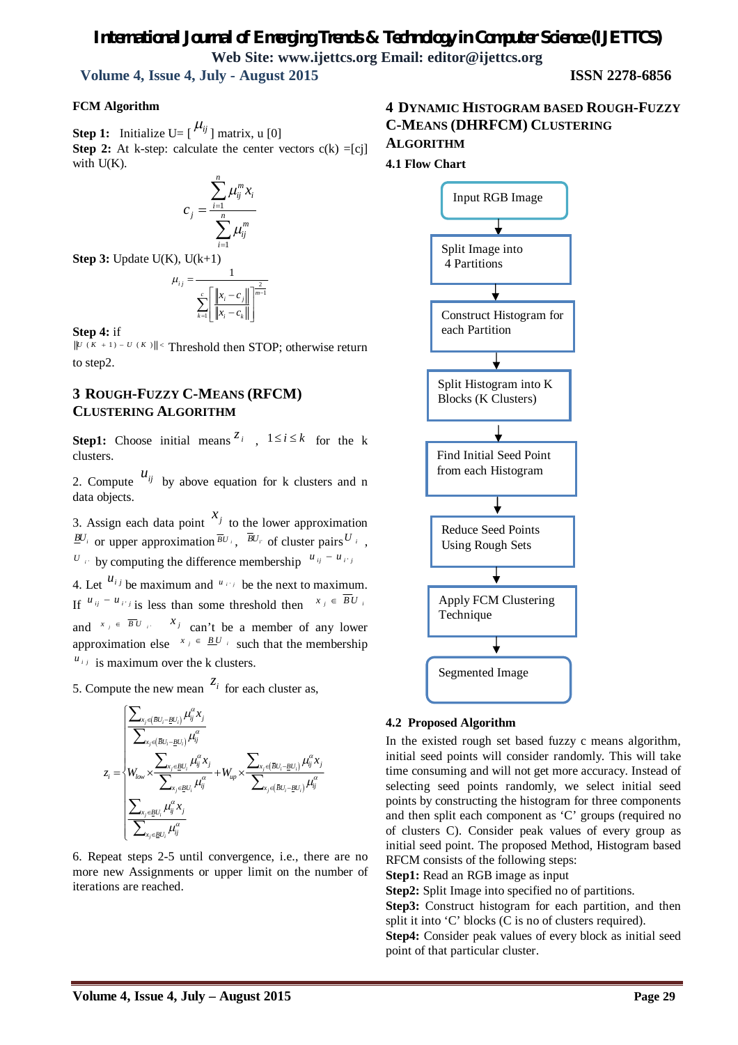**FCM Algorithm**

**Step 1:** Initialize U= [ $\mu_{ij}$ ] matrix, u [0]

**Step 2:** At k-step: calculate the center vectors c(k) =[cj] with U(K).

$$c_j = \frac{\sum_{i=1}^{n} \mu_{ij}^m x_i}{\sum_{i=1}^{n} \mu_{ij}^m}$$

**Step 3:** Update U(K), U(k+1)

$$\mu_{ij} = \frac{1}{\sum_{k=1}^{c} \left[ \frac{\| x_i - c_j \|}{\| x_i - c_k \|} \right]^{\frac{2}{m-1}}}$$

**Step 4:** if $\| U(K+1) - U(K) \| <$ Threshold then STOP; otherwise return to step2.

## 3 Rough-Fuzzy C-Means (RFCM) Clustering Algorithm

**Step1:** Choose initial means $z_i$ , $1 \le i \le k$ for the k clusters.

2. Compute $u_{ij}$ by above equation for k clusters and n data objects.

3. Assign each data point $x_j$ to the lower approximation $\underline{B}U_i$ or upper approximation $\overline{B}U_i$ , $\overline{B}U_{i'}$ of cluster pairs $U_i$ , $U_{i'}$ by computing the difference membership $u_{ij} - u_{i'j}$

4. Let $u_{ij}$ be maximum and $u_{i'j}$ be the next to maximum. If $u_{ij} - u_{i'j}$ is less than some threshold then $x_j \in \overline{B}U_i$ and $x_j \in \overline{B}U_{i'}$ $x_j$ can't be a member of any lower approximation else $x_j \in \underline{B}U_i$ such that the membership $u_{ij}$ is maximum over the k clusters.

5. Compute the new mean $z_i$ for each cluster as,

$$z_i = \begin{cases} \dfrac{\sum_{x_j \in (\overline{B}U_i - \underline{B}U_i)} \mu_{ij}^{\alpha} x_j}{\sum_{x_j \in (\overline{B}U_i - \underline{B}U_i)} \mu_{ij}^{\alpha}} \\[2ex] W_{low} \times \dfrac{\sum_{x_j \in \underline{B}U_i} \mu_{ij}^{\alpha} x_j}{\sum_{x_j \in \underline{B}U_i} \mu_{ij}^{\alpha}} + W_{up} \times \dfrac{\sum_{x_j \in (\overline{B}U_i - \underline{B}U_i)} \mu_{ij}^{\alpha} x_j}{\sum_{x_j \in (\overline{B}U_i - \underline{B}U_i)} \mu_{ij}^{\alpha}} \\[2ex] \dfrac{\sum_{x_j \in \underline{B}U_i} \mu_{ij}^{\alpha} x_j}{\sum_{x_j \in \underline{B}U_i} \mu_{ij}^{\alpha}} \end{cases}$$

6. Repeat steps 2-5 until convergence, i.e., there are no more new Assignments or upper limit on the number of iterations are reached.

## 4 Dynamic Histogram based Rough-Fuzzy C-Means (DHRFCM) Clustering Algorithm

### 4.1 Flow Chart

Input RGB Image → Split Image into 4 Partitions → Construct Histogram for each Partition → Split Histogram into K Blocks (K Clusters) → Find Initial Seed Point from each Histogram → Reduce Seed Points Using Rough Sets → Apply FCM Clustering Technique → Segmented Image

### 4.2 Proposed Algorithm

In the existed rough set based fuzzy c means algorithm, initial seed points will consider randomly. This will take time consuming and will not get more accuracy. Instead of selecting seed points randomly, we select initial seed points by constructing the histogram for three components and then split each component as 'C' groups (required no of clusters C). Consider peak values of every group as initial seed point. The proposed Method, Histogram based RFCM consists of the following steps:

**Step1:** Read an RGB image as input

**Step2:** Split Image into specified no of partitions.

**Step3:** Construct histogram for each partition, and then split it into 'C' blocks (C is no of clusters required).

**Step4:** Consider peak values of every block as initial seed point of that particular cluster.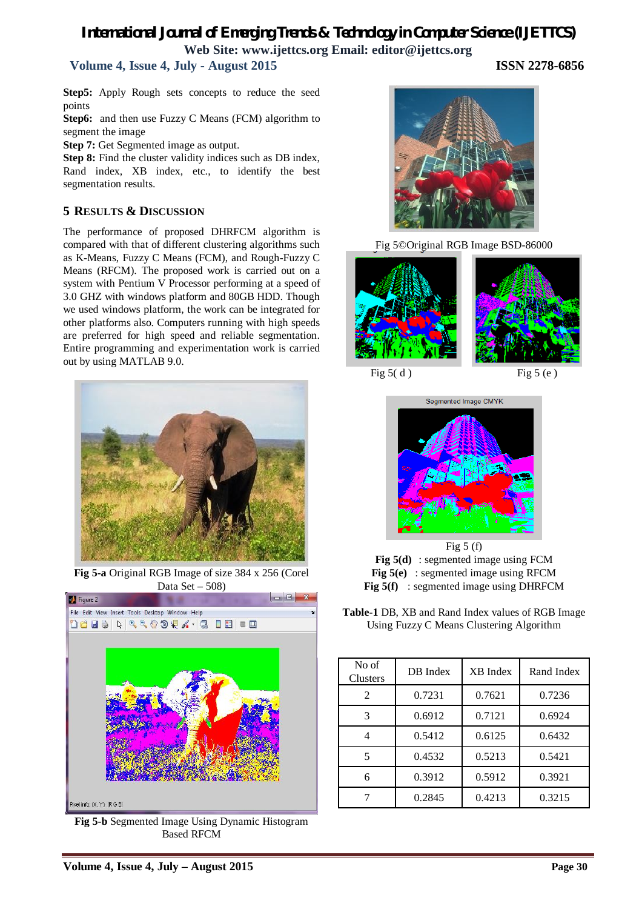**Step5:** Apply Rough sets concepts to reduce the seed points

**Step6:** and then use Fuzzy C Means (FCM) algorithm to segment the image

**Step 7:** Get Segmented image as output.

**Step 8:** Find the cluster validity indices such as DB index, Rand index, XB index, etc., to identify the best segmentation results.

## 5 RESULTS & DISCUSSION

The performance of proposed DHRFCM algorithm is compared with that of different clustering algorithms such as K-Means, Fuzzy C Means (FCM), and Rough-Fuzzy C Means (RFCM). The proposed work is carried out on a system with Pentium V Processor performing at a speed of 3.0 GHZ with windows platform and 80GB HDD. Though we used windows platform, the work can be integrated for other platforms also. Computers running with high speeds are preferred for high speed and reliable segmentation. Entire programming and experimentation work is carried out by using MATLAB 9.0.

**Fig 5-a** Original RGB Image of size 384 x 256 (Corel Data Set – 508)

**Fig 5-b** Segmented Image Using Dynamic Histogram Based RFCM

Fig 5©Original RGB Image BSD-86000

Fig 5( d )

Fig 5 (e )

Fig 5 (f)

**Fig 5(d)** : segmented image using FCM
**Fig 5(e)** : segmented image using RFCM
**Fig 5(f)** : segmented image using DHRFCM

**Table-1** DB, XB and Rand Index values of RGB Image Using Fuzzy C Means Clustering Algorithm

| No of Clusters | DB Index | XB Index | Rand Index |
|---|---|---|---|
| 2 | 0.7231 | 0.7621 | 0.7236 |
| 3 | 0.6912 | 0.7121 | 0.6924 |
| 4 | 0.5412 | 0.6125 | 0.6432 |
| 5 | 0.4532 | 0.5213 | 0.5421 |
| 6 | 0.3912 | 0.5912 | 0.3921 |
| 7 | 0.2845 | 0.4213 | 0.3215 |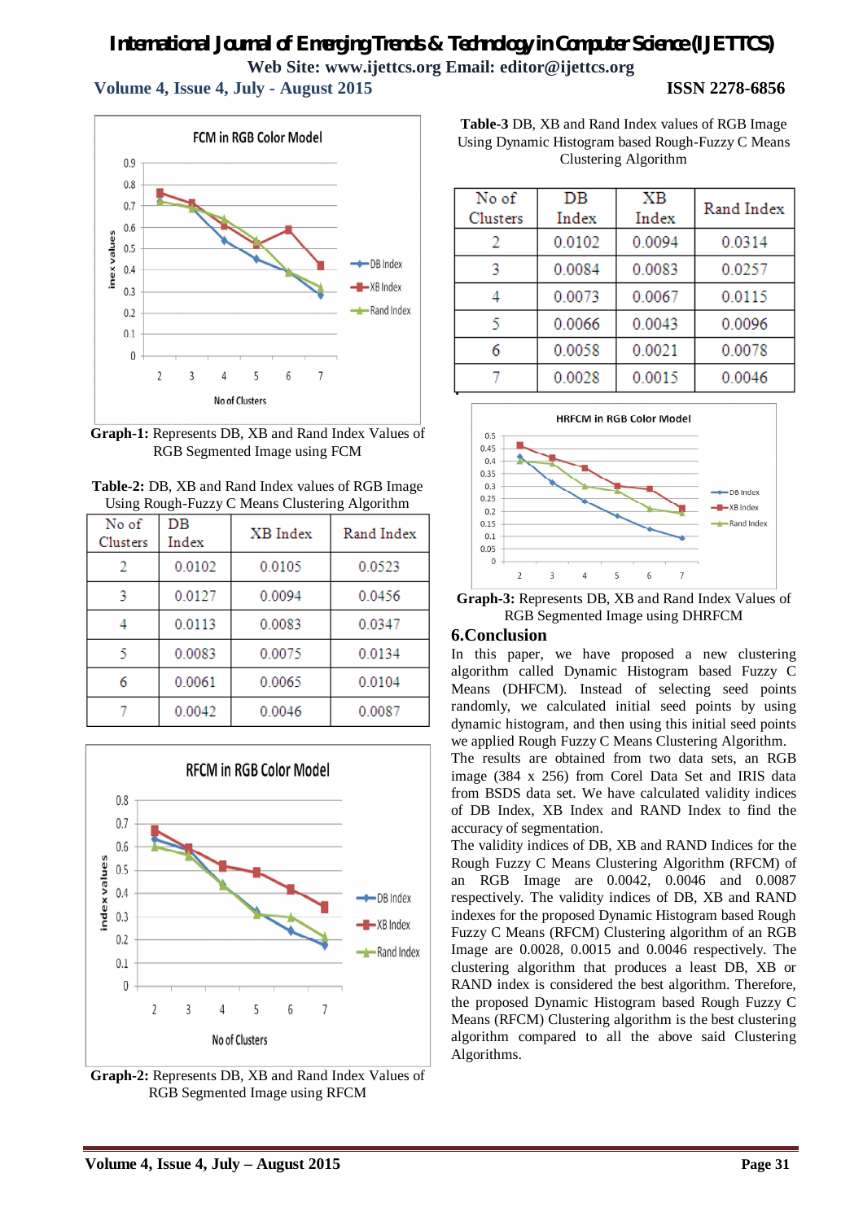Graph-1: Represents DB, XB and Rand Index Values of RGB Segmented Image using FCM

Table-2: DB, XB and Rand Index values of RGB Image Using Rough-Fuzzy C Means Clustering Algorithm

| No of Clusters | DB Index | XB Index | Rand Index |
|---|---|---|---|
| 2 | 0.0102 | 0.0105 | 0.0523 |
| 3 | 0.0127 | 0.0094 | 0.0456 |
| 4 | 0.0113 | 0.0083 | 0.0347 |
| 5 | 0.0083 | 0.0075 | 0.0134 |
| 6 | 0.0061 | 0.0065 | 0.0104 |
| 7 | 0.0042 | 0.0046 | 0.0087 |

Graph-2: Represents DB, XB and Rand Index Values of RGB Segmented Image using RFCM

Table-3 DB, XB and Rand Index values of RGB Image Using Dynamic Histogram based Rough-Fuzzy C Means Clustering Algorithm

| No of Clusters | DB Index | XB Index | Rand Index |
|---|---|---|---|
| 2 | 0.0102 | 0.0094 | 0.0314 |
| 3 | 0.0084 | 0.0083 | 0.0257 |
| 4 | 0.0073 | 0.0067 | 0.0115 |
| 5 | 0.0066 | 0.0043 | 0.0096 |
| 6 | 0.0058 | 0.0021 | 0.0078 |
| 7 | 0.0028 | 0.0015 | 0.0046 |

Graph-3: Represents DB, XB and Rand Index Values of RGB Segmented Image using DHRFCM

## 6.Conclusion

In this paper, we have proposed a new clustering algorithm called Dynamic Histogram based Fuzzy C Means (DHFCM). Instead of selecting seed points randomly, we calculated initial seed points by using dynamic histogram, and then using this initial seed points we applied Rough Fuzzy C Means Clustering Algorithm.

The results are obtained from two data sets, an RGB image (384 x 256) from Corel Data Set and IRIS data from BSDS data set. We have calculated validity indices of DB Index, XB Index and RAND Index to find the accuracy of segmentation.

The validity indices of DB, XB and RAND Indices for the Rough Fuzzy C Means Clustering Algorithm (RFCM) of an RGB Image are 0.0042, 0.0046 and 0.0087 respectively. The validity indices of DB, XB and RAND indexes for the proposed Dynamic Histogram based Rough Fuzzy C Means (RFCM) Clustering algorithm of an RGB Image are 0.0028, 0.0015 and 0.0046 respectively. The clustering algorithm that produces a least DB, XB or RAND index is considered the best algorithm. Therefore, the proposed Dynamic Histogram based Rough Fuzzy C Means (RFCM) Clustering algorithm is the best clustering algorithm compared to all the above said Clustering Algorithms.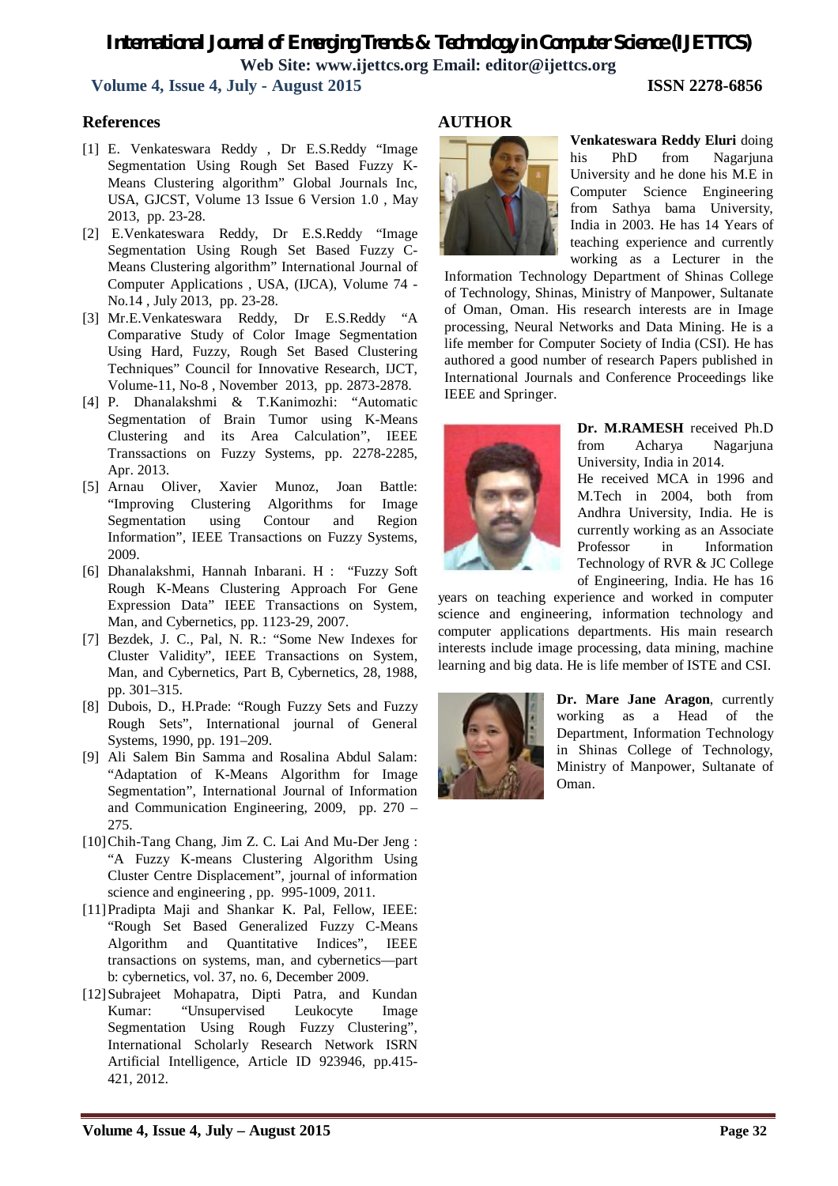## References

[1] E. Venkateswara Reddy , Dr E.S.Reddy "Image Segmentation Using Rough Set Based Fuzzy K-Means Clustering algorithm" Global Journals Inc, USA, GJCST, Volume 13 Issue 6 Version 1.0 , May 2013, pp. 23-28.

[2] E.Venkateswara Reddy, Dr E.S.Reddy "Image Segmentation Using Rough Set Based Fuzzy C-Means Clustering algorithm" International Journal of Computer Applications , USA, (IJCA), Volume 74 - No.14 , July 2013, pp. 23-28.

[3] Mr.E.Venkateswara Reddy, Dr E.S.Reddy "A Comparative Study of Color Image Segmentation Using Hard, Fuzzy, Rough Set Based Clustering Techniques" Council for Innovative Research, IJCT, Volume-11, No-8 , November 2013, pp. 2873-2878.

[4] P. Dhanalakshmi & T.Kanimozhi: "Automatic Segmentation of Brain Tumor using K-Means Clustering and its Area Calculation", IEEE Transsactions on Fuzzy Systems, pp. 2278-2285, Apr. 2013.

[5] Arnau Oliver, Xavier Munoz, Joan Battle: "Improving Clustering Algorithms for Image Segmentation using Contour and Region Information", IEEE Transactions on Fuzzy Systems, 2009.

[6] Dhanalakshmi, Hannah Inbarani. H : "Fuzzy Soft Rough K-Means Clustering Approach For Gene Expression Data" IEEE Transactions on System, Man, and Cybernetics, pp. 1123-29, 2007.

[7] Bezdek, J. C., Pal, N. R.: "Some New Indexes for Cluster Validity", IEEE Transactions on System, Man, and Cybernetics, Part B, Cybernetics, 28, 1988, pp. 301–315.

[8] Dubois, D., H.Prade: "Rough Fuzzy Sets and Fuzzy Rough Sets", International journal of General Systems, 1990, pp. 191–209.

[9] Ali Salem Bin Samma and Rosalina Abdul Salam: "Adaptation of K-Means Algorithm for Image Segmentation", International Journal of Information and Communication Engineering, 2009, pp. 270 – 275.

[10] Chih-Tang Chang, Jim Z. C. Lai And Mu-Der Jeng : "A Fuzzy K-means Clustering Algorithm Using Cluster Centre Displacement", journal of information science and engineering , pp. 995-1009, 2011.

[11] Pradipta Maji and Shankar K. Pal, Fellow, IEEE: "Rough Set Based Generalized Fuzzy C-Means Algorithm and Quantitative Indices", IEEE transactions on systems, man, and cybernetics—part b: cybernetics, vol. 37, no. 6, December 2009.

[12] Subrajeet Mohapatra, Dipti Patra, and Kundan Kumar: "Unsupervised Leukocyte Image Segmentation Using Rough Fuzzy Clustering", International Scholarly Research Network ISRN Artificial Intelligence, Article ID 923946, pp.415-421, 2012.

## AUTHOR

**Venkateswara Reddy Eluri** doing his PhD from Nagarjuna University and he done his M.E in Computer Science Engineering from Sathya bama University, India in 2003. He has 14 Years of teaching experience and currently working as a Lecturer in the Information Technology Department of Shinas College of Technology, Shinas, Ministry of Manpower, Sultanate of Oman, Oman. His research interests are in Image processing, Neural Networks and Data Mining. He is a life member for Computer Society of India (CSI). He has authored a good number of research Papers published in International Journals and Conference Proceedings like IEEE and Springer.

**Dr. M.RAMESH** received Ph.D from Acharya Nagarjuna University, India in 2014.
He received MCA in 1996 and M.Tech in 2004, both from Andhra University, India. He is currently working as an Associate Professor in Information Technology of RVR & JC College of Engineering, India. He has 16 years on teaching experience and worked in computer science and engineering, information technology and computer applications departments. His main research interests include image processing, data mining, machine learning and big data. He is life member of ISTE and CSI.

**Dr. Mare Jane Aragon**, currently working as a Head of the Department, Information Technology in Shinas College of Technology, Ministry of Manpower, Sultanate of Oman.